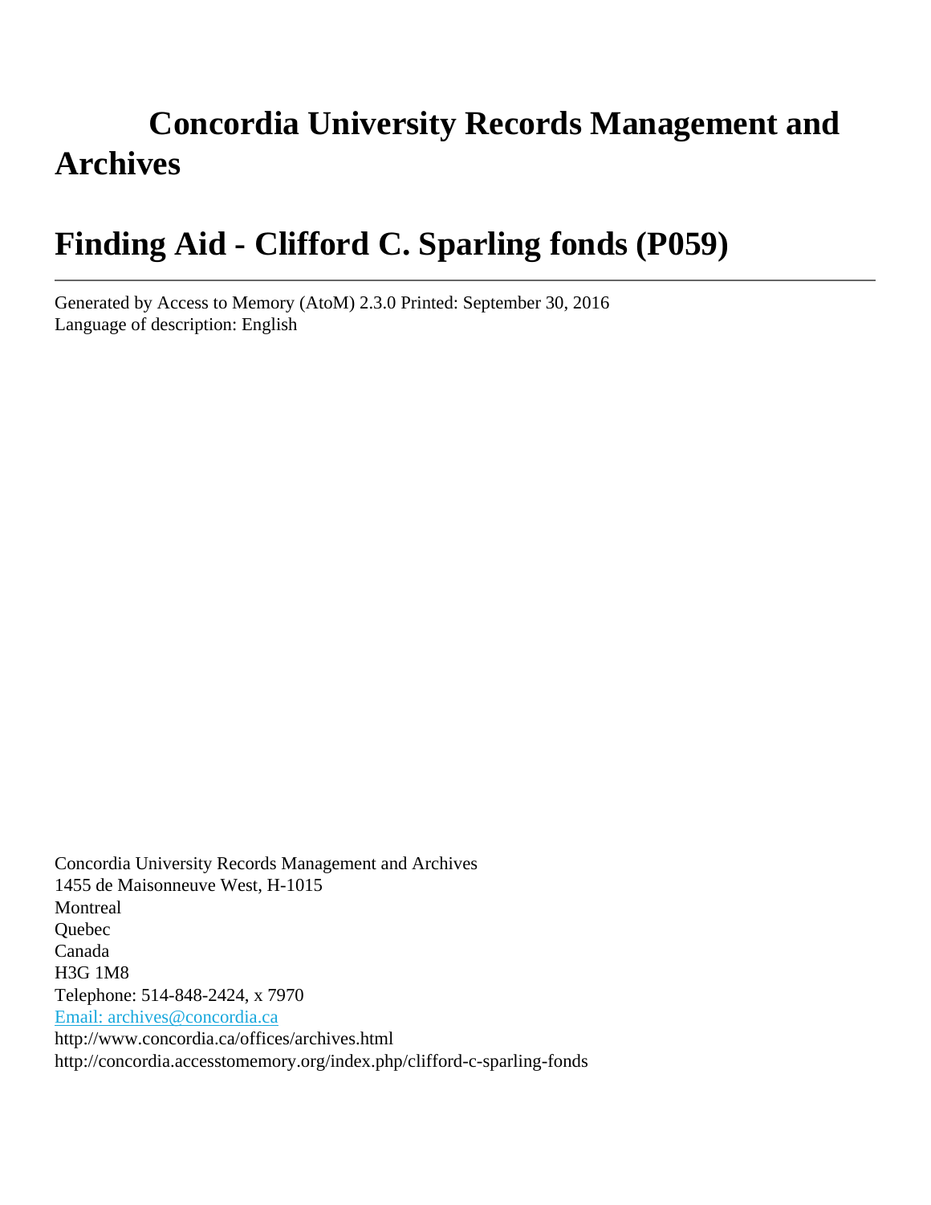# Concordia University Records Management and Archives

# Finding Aid - Clifford C. Sparling fonds (P059)

---

Generated by Access to Memory (AtoM) 2.3.0 Printed: September 30, 2016
Language of description: English

Concordia University Records Management and Archives
1455 de Maisonneuve West, H-1015
Montreal
Quebec
Canada
H3G 1M8
Telephone: 514-848-2424, x 7970
[Email: archives@concordia.ca](mailto:archives@concordia.ca)
http://www.concordia.ca/offices/archives.html
http://concordia.accesstomemory.org/index.php/clifford-c-sparling-fonds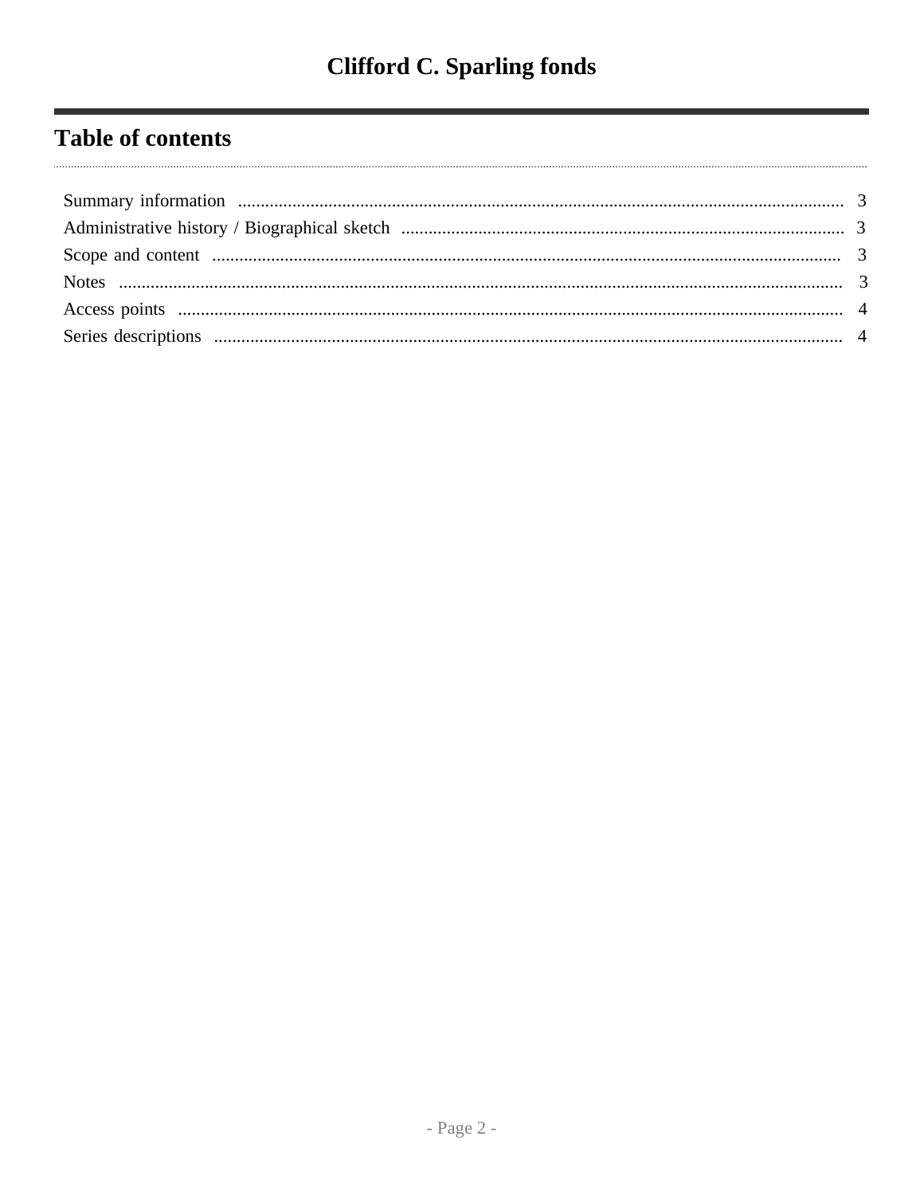# Clifford C. Sparling fonds

## Table of contents

- Summary information ... 3
- Administrative history / Biographical sketch ... 3
- Scope and content ... 3
- Notes ... 3
- Access points ... 4
- Series descriptions ... 4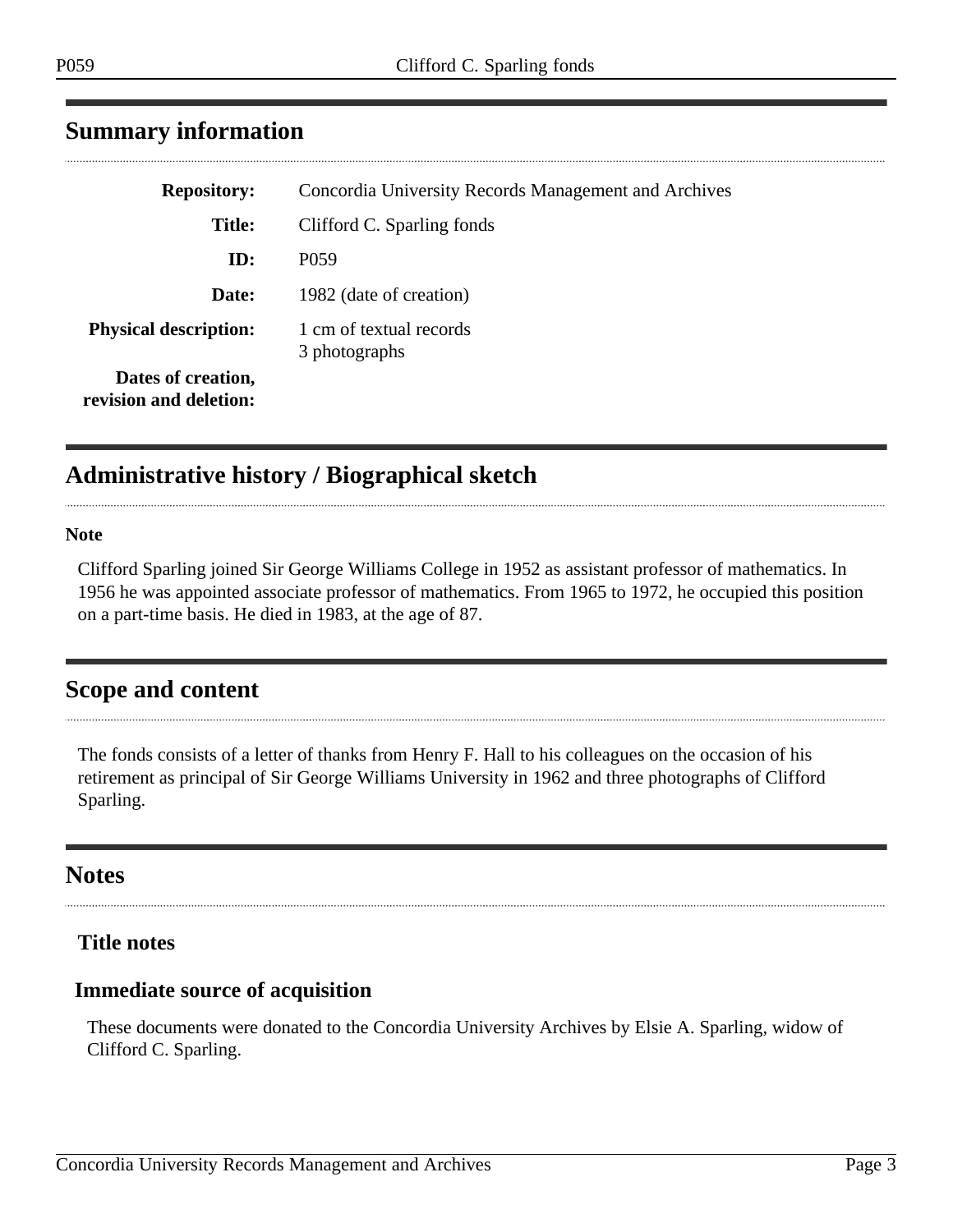## Summary information

| | |
|---|---|
| **Repository:** | Concordia University Records Management and Archives |
| **Title:** | Clifford C. Sparling fonds |
| **ID:** | P059 |
| **Date:** | 1982 (date of creation) |
| **Physical description:** | 1 cm of textual records<br>3 photographs |
| **Dates of creation, revision and deletion:** | |

## Administrative history / Biographical sketch

**Note**

Clifford Sparling joined Sir George Williams College in 1952 as assistant professor of mathematics. In 1956 he was appointed associate professor of mathematics. From 1965 to 1972, he occupied this position on a part-time basis. He died in 1983, at the age of 87.

## Scope and content

The fonds consists of a letter of thanks from Henry F. Hall to his colleagues on the occasion of his retirement as principal of Sir George Williams University in 1962 and three photographs of Clifford Sparling.

## Notes

### Title notes

### Immediate source of acquisition

These documents were donated to the Concordia University Archives by Elsie A. Sparling, widow of Clifford C. Sparling.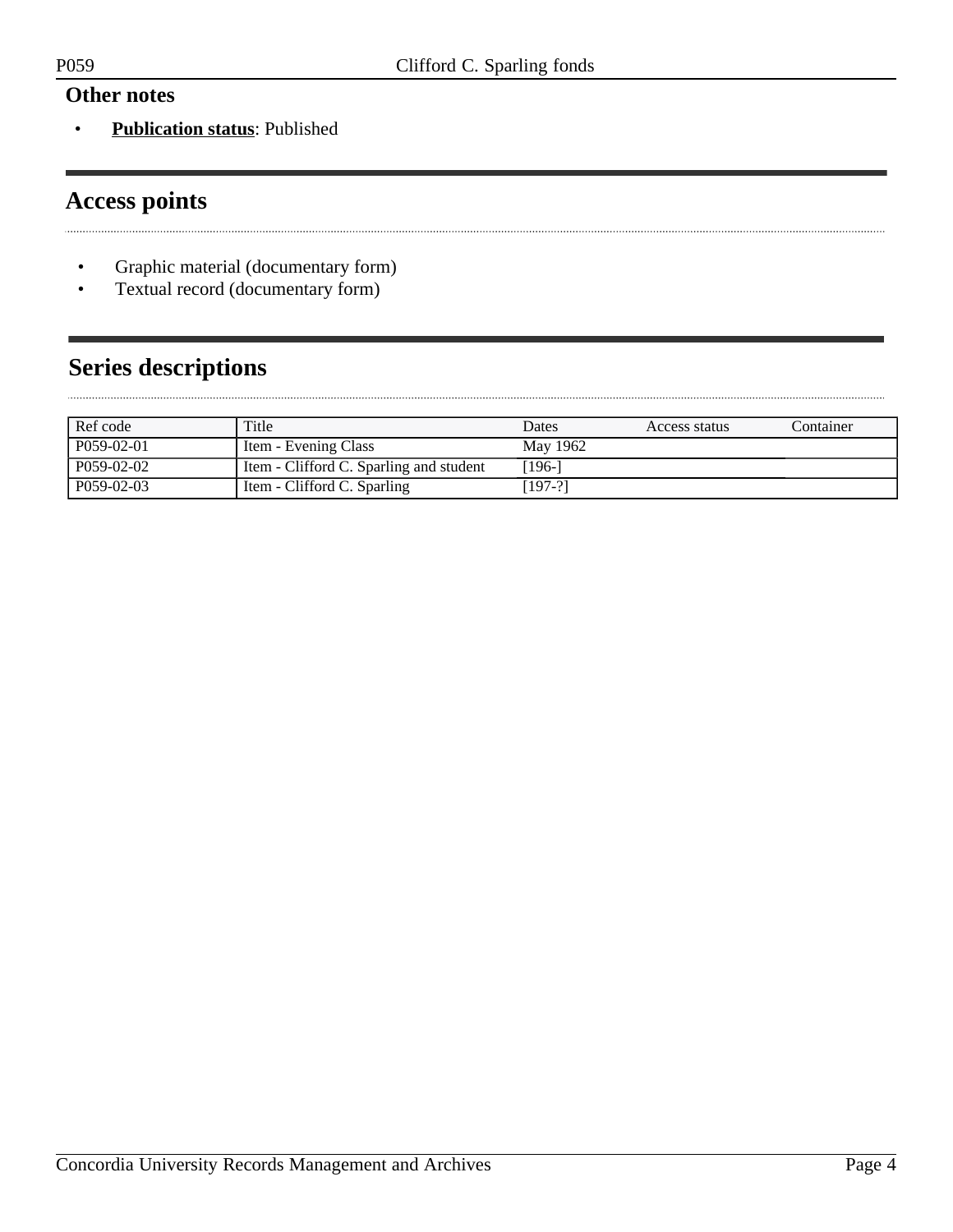## Other notes

- **Publication status**: Published

## Access points

- Graphic material (documentary form)
- Textual record (documentary form)

## Series descriptions

| Ref code | Title | Dates | Access status | Container |
|---|---|---|---|---|
| P059-02-01 | Item - Evening Class | May 1962 | | |
| P059-02-02 | Item - Clifford C. Sparling and student | [196-] | | |
| P059-02-03 | Item - Clifford C. Sparling | [197-?] | | |